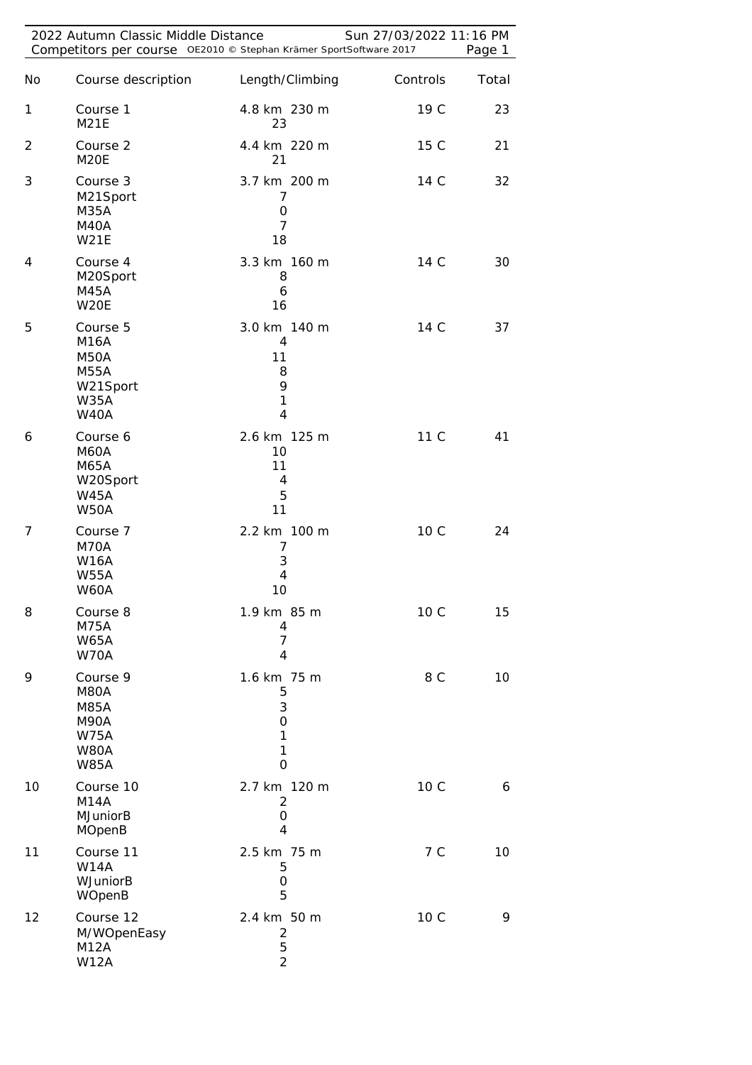2022 Autumn Classic Middle Distance — Sun 27/03/2022 11:16 PM

Competitors per course — OE2010 © Stephan Krämer SportSoftware 2017

| No | Course description | Length/Climbing | Controls | Total |
|---|---|---|---|---|
| 1 | Course 1 | 4.8 km 230 m | 19 C | 23 |
| | M21E | 23 | | |
| 2 | Course 2 | 4.4 km 220 m | 15 C | 21 |
| | M20E | 21 | | |
| 3 | Course 3 | 3.7 km 200 m | 14 C | 32 |
| | M21Sport | 7 | | |
| | M35A | 0 | | |
| | M40A | 7 | | |
| | W21E | 18 | | |
| 4 | Course 4 | 3.3 km 160 m | 14 C | 30 |
| | M20Sport | 8 | | |
| | M45A | 6 | | |
| | W20E | 16 | | |
| 5 | Course 5 | 3.0 km 140 m | 14 C | 37 |
| | M16A | 4 | | |
| | M50A | 11 | | |
| | M55A | 8 | | |
| | W21Sport | 9 | | |
| | W35A | 1 | | |
| | W40A | 4 | | |
| 6 | Course 6 | 2.6 km 125 m | 11 C | 41 |
| | M60A | 10 | | |
| | M65A | 11 | | |
| | W20Sport | 4 | | |
| | W45A | 5 | | |
| | W50A | 11 | | |
| 7 | Course 7 | 2.2 km 100 m | 10 C | 24 |
| | M70A | 7 | | |
| | W16A | 3 | | |
| | W55A | 4 | | |
| | W60A | 10 | | |
| 8 | Course 8 | 1.9 km 85 m | 10 C | 15 |
| | M75A | 4 | | |
| | W65A | 7 | | |
| | W70A | 4 | | |
| 9 | Course 9 | 1.6 km 75 m | 8 C | 10 |
| | M80A | 5 | | |
| | M85A | 3 | | |
| | M90A | 0 | | |
| | W75A | 1 | | |
| | W80A | 1 | | |
| | W85A | 0 | | |
| 10 | Course 10 | 2.7 km 120 m | 10 C | 6 |
| | M14A | 2 | | |
| | MJuniorB | 0 | | |
| | MOpenB | 4 | | |
| 11 | Course 11 | 2.5 km 75 m | 7 C | 10 |
| | W14A | 5 | | |
| | WJuniorB | 0 | | |
| | WOpenB | 5 | | |
| 12 | Course 12 | 2.4 km 50 m | 10 C | 9 |
| | M/WOpenEasy | 2 | | |
| | M12A | 5 | | |
| | W12A | 2 | | |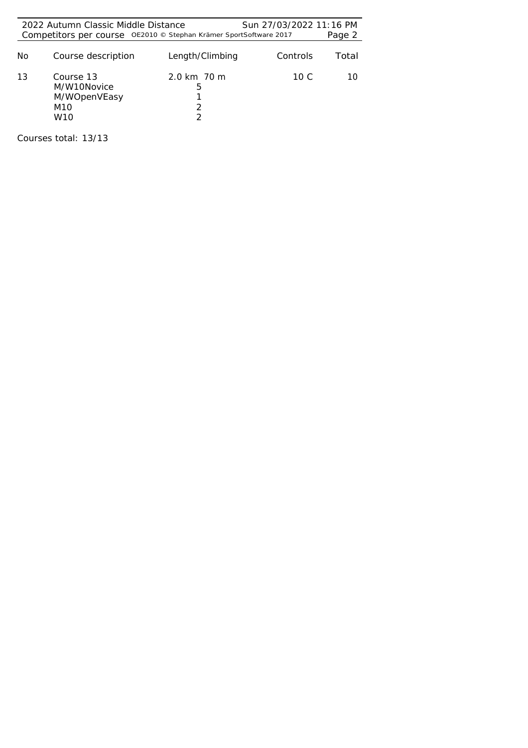| No | Course description | Length/Climbing | Controls | Total |
|---|---|---|---|---|
| 13 | Course 13 | 2.0 km 70 m | 10 C | 10 |
| | M/W10Novice | 5 | | |
| | M/WOpenVEasy | 1 | | |
| | M10 | 2 | | |
| | W10 | 2 | | |

Courses total: 13/13